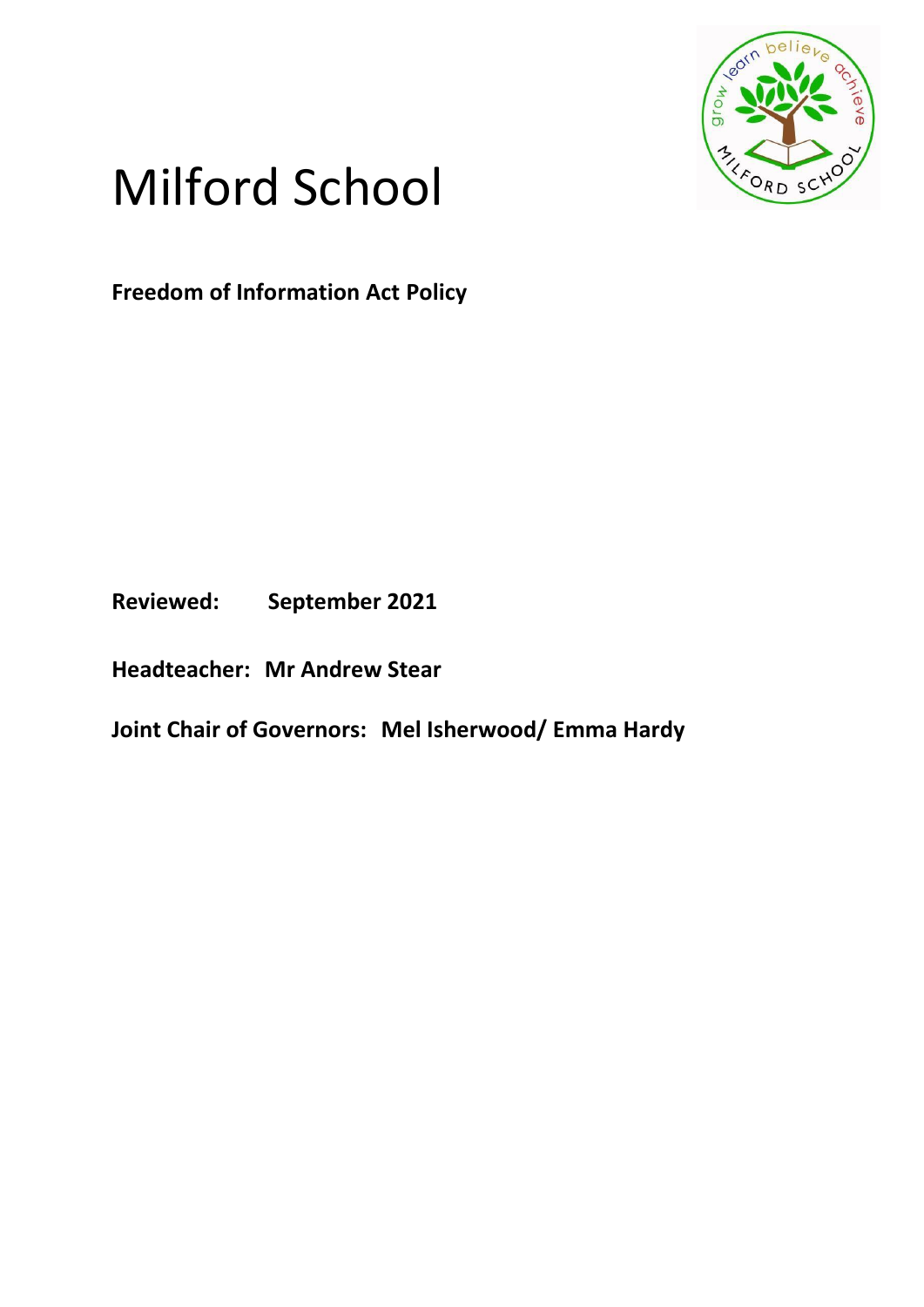# Milford School

**Freedom of Information Act Policy**

**Reviewed:** **September 2021**

**Headteacher:** **Mr Andrew Stear**

**Joint Chair of Governors:** **Mel Isherwood/ Emma Hardy**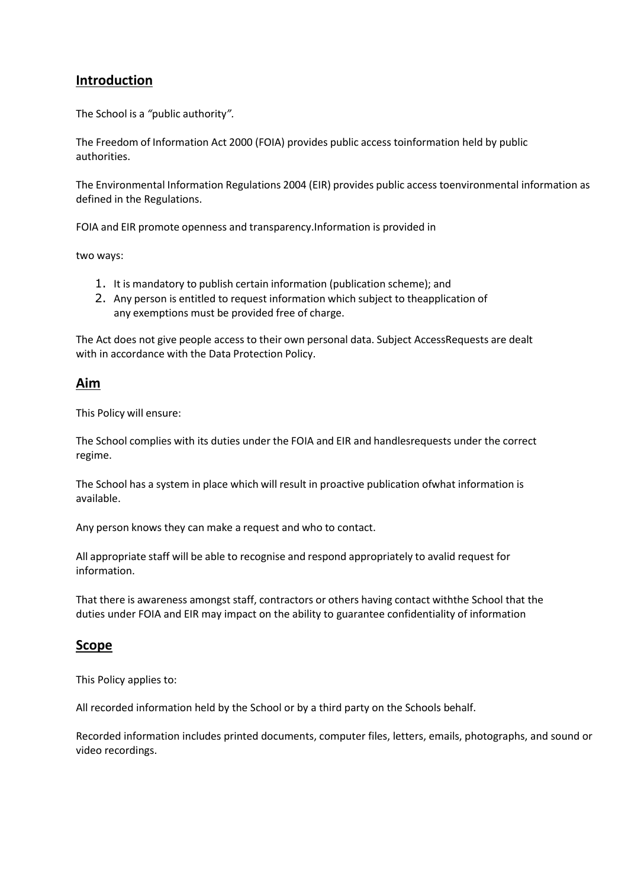## Introduction

The School is a *"*public authority*".*

The Freedom of Information Act 2000 (FOIA) provides public access toinformation held by public authorities.

The Environmental Information Regulations 2004 (EIR) provides public access toenvironmental information as defined in the Regulations.

FOIA and EIR promote openness and transparency.Information is provided in

two ways:

1. It is mandatory to publish certain information (publication scheme); and
2. Any person is entitled to request information which subject to theapplication of any exemptions must be provided free of charge.

The Act does not give people access to their own personal data. Subject AccessRequests are dealt with in accordance with the Data Protection Policy.

## Aim

This Policy will ensure:

The School complies with its duties under the FOIA and EIR and handlesrequests under the correct regime.

The School has a system in place which will result in proactive publication ofwhat information is available.

Any person knows they can make a request and who to contact.

All appropriate staff will be able to recognise and respond appropriately to avalid request for information.

That there is awareness amongst staff, contractors or others having contact withthe School that the duties under FOIA and EIR may impact on the ability to guarantee confidentiality of information

## Scope

This Policy applies to:

All recorded information held by the School or by a third party on the Schools behalf.

Recorded information includes printed documents, computer files, letters, emails, photographs, and sound or video recordings.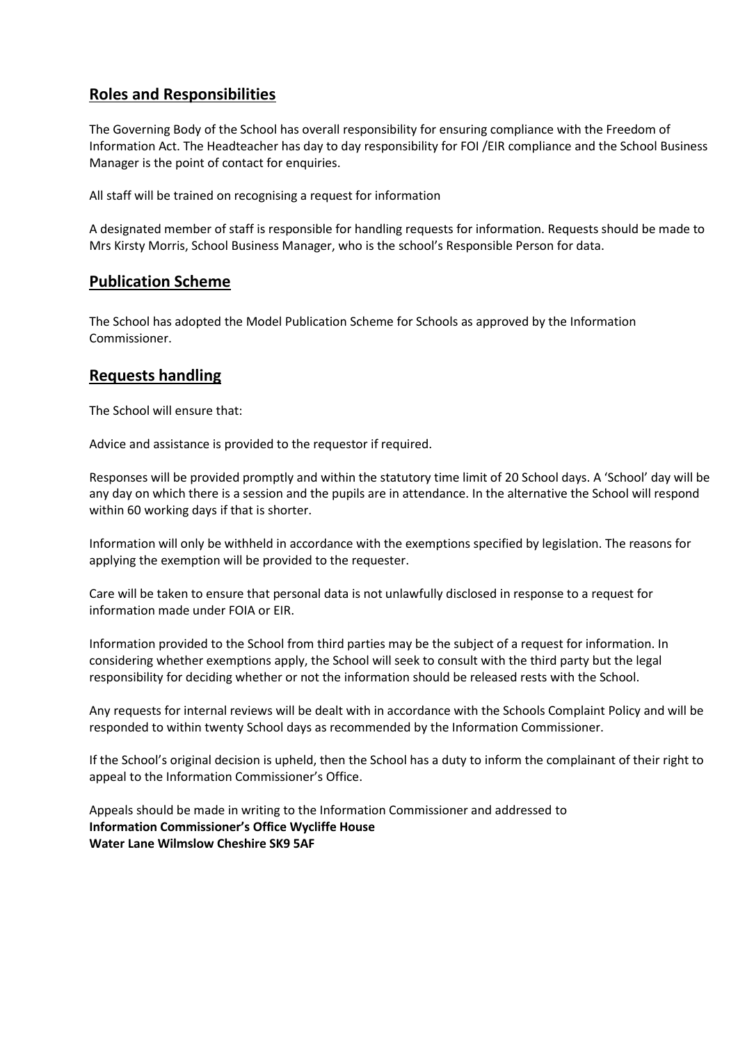## Roles and Responsibilities

The Governing Body of the School has overall responsibility for ensuring compliance with the Freedom of Information Act. The Headteacher has day to day responsibility for FOI /EIR compliance and the School Business Manager is the point of contact for enquiries.

All staff will be trained on recognising a request for information

A designated member of staff is responsible for handling requests for information. Requests should be made to Mrs Kirsty Morris, School Business Manager, who is the school's Responsible Person for data.

## Publication Scheme

The School has adopted the Model Publication Scheme for Schools as approved by the Information Commissioner.

## Requests handling

The School will ensure that:

Advice and assistance is provided to the requestor if required.

Responses will be provided promptly and within the statutory time limit of 20 School days. A 'School' day will be any day on which there is a session and the pupils are in attendance. In the alternative the School will respond within 60 working days if that is shorter.

Information will only be withheld in accordance with the exemptions specified by legislation. The reasons for applying the exemption will be provided to the requester.

Care will be taken to ensure that personal data is not unlawfully disclosed in response to a request for information made under FOIA or EIR.

Information provided to the School from third parties may be the subject of a request for information. In considering whether exemptions apply, the School will seek to consult with the third party but the legal responsibility for deciding whether or not the information should be released rests with the School.

Any requests for internal reviews will be dealt with in accordance with the Schools Complaint Policy and will be responded to within twenty School days as recommended by the Information Commissioner.

If the School's original decision is upheld, then the School has a duty to inform the complainant of their right to appeal to the Information Commissioner's Office.

Appeals should be made in writing to the Information Commissioner and addressed to
**Information Commissioner's Office Wycliffe House**
**Water Lane Wilmslow Cheshire SK9 5AF**